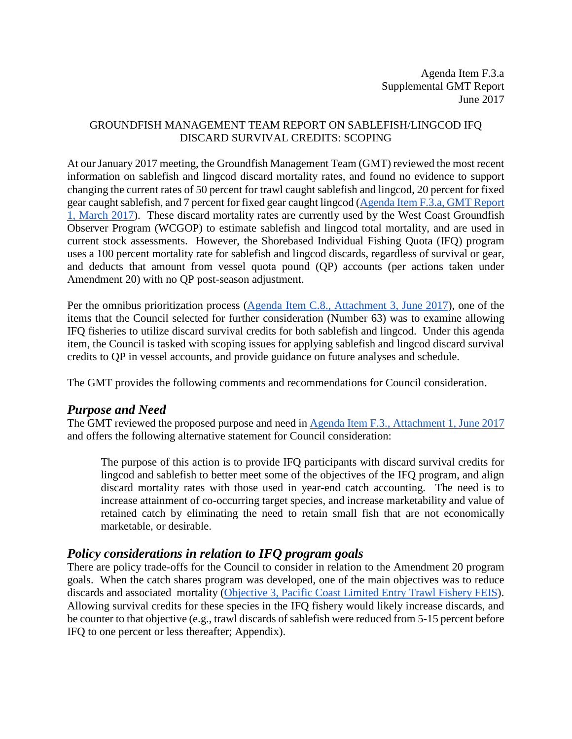Agenda Item F.3.a
Supplemental GMT Report
June 2017

GROUNDFISH MANAGEMENT TEAM REPORT ON SABLEFISH/LINGCOD IFQ DISCARD SURVIVAL CREDITS: SCOPING

At our January 2017 meeting, the Groundfish Management Team (GMT) reviewed the most recent information on sablefish and lingcod discard mortality rates, and found no evidence to support changing the current rates of 50 percent for trawl caught sablefish and lingcod, 20 percent for fixed gear caught sablefish, and 7 percent for fixed gear caught lingcod (Agenda Item F.3.a, GMT Report 1, March 2017). These discard mortality rates are currently used by the West Coast Groundfish Observer Program (WCGOP) to estimate sablefish and lingcod total mortality, and are used in current stock assessments. However, the Shorebased Individual Fishing Quota (IFQ) program uses a 100 percent mortality rate for sablefish and lingcod discards, regardless of survival or gear, and deducts that amount from vessel quota pound (QP) accounts (per actions taken under Amendment 20) with no QP post-season adjustment.

Per the omnibus prioritization process (Agenda Item C.8., Attachment 3, June 2017), one of the items that the Council selected for further consideration (Number 63) was to examine allowing IFQ fisheries to utilize discard survival credits for both sablefish and lingcod. Under this agenda item, the Council is tasked with scoping issues for applying sablefish and lingcod discard survival credits to QP in vessel accounts, and provide guidance on future analyses and schedule.

The GMT provides the following comments and recommendations for Council consideration.

## *Purpose and Need*

The GMT reviewed the proposed purpose and need in Agenda Item F.3., Attachment 1, June 2017 and offers the following alternative statement for Council consideration:

> The purpose of this action is to provide IFQ participants with discard survival credits for lingcod and sablefish to better meet some of the objectives of the IFQ program, and align discard mortality rates with those used in year-end catch accounting. The need is to increase attainment of co-occurring target species, and increase marketability and value of retained catch by eliminating the need to retain small fish that are not economically marketable, or desirable.

## *Policy considerations in relation to IFQ program goals*

There are policy trade-offs for the Council to consider in relation to the Amendment 20 program goals. When the catch shares program was developed, one of the main objectives was to reduce discards and associated mortality (Objective 3, Pacific Coast Limited Entry Trawl Fishery FEIS). Allowing survival credits for these species in the IFQ fishery would likely increase discards, and be counter to that objective (e.g., trawl discards of sablefish were reduced from 5-15 percent before IFQ to one percent or less thereafter; Appendix).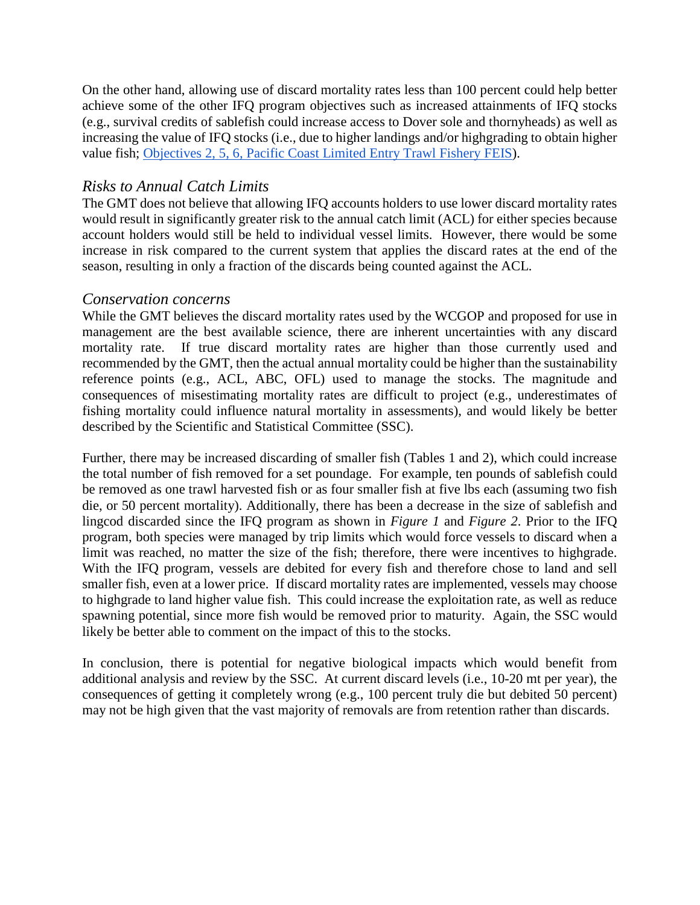On the other hand, allowing use of discard mortality rates less than 100 percent could help better achieve some of the other IFQ program objectives such as increased attainments of IFQ stocks (e.g., survival credits of sablefish could increase access to Dover sole and thornyheads) as well as increasing the value of IFQ stocks (i.e., due to higher landings and/or highgrading to obtain higher value fish; [Objectives 2, 5, 6, Pacific Coast Limited Entry Trawl Fishery FEIS](#)).

### *Risks to Annual Catch Limits*

The GMT does not believe that allowing IFQ accounts holders to use lower discard mortality rates would result in significantly greater risk to the annual catch limit (ACL) for either species because account holders would still be held to individual vessel limits. However, there would be some increase in risk compared to the current system that applies the discard rates at the end of the season, resulting in only a fraction of the discards being counted against the ACL.

### *Conservation concerns*

While the GMT believes the discard mortality rates used by the WCGOP and proposed for use in management are the best available science, there are inherent uncertainties with any discard mortality rate. If true discard mortality rates are higher than those currently used and recommended by the GMT, then the actual annual mortality could be higher than the sustainability reference points (e.g., ACL, ABC, OFL) used to manage the stocks. The magnitude and consequences of misestimating mortality rates are difficult to project (e.g., underestimates of fishing mortality could influence natural mortality in assessments), and would likely be better described by the Scientific and Statistical Committee (SSC).

Further, there may be increased discarding of smaller fish (Tables 1 and 2), which could increase the total number of fish removed for a set poundage. For example, ten pounds of sablefish could be removed as one trawl harvested fish or as four smaller fish at five lbs each (assuming two fish die, or 50 percent mortality). Additionally, there has been a decrease in the size of sablefish and lingcod discarded since the IFQ program as shown in *Figure 1* and *Figure 2*. Prior to the IFQ program, both species were managed by trip limits which would force vessels to discard when a limit was reached, no matter the size of the fish; therefore, there were incentives to highgrade. With the IFQ program, vessels are debited for every fish and therefore chose to land and sell smaller fish, even at a lower price. If discard mortality rates are implemented, vessels may choose to highgrade to land higher value fish. This could increase the exploitation rate, as well as reduce spawning potential, since more fish would be removed prior to maturity. Again, the SSC would likely be better able to comment on the impact of this to the stocks.

In conclusion, there is potential for negative biological impacts which would benefit from additional analysis and review by the SSC. At current discard levels (i.e., 10-20 mt per year), the consequences of getting it completely wrong (e.g., 100 percent truly die but debited 50 percent) may not be high given that the vast majority of removals are from retention rather than discards.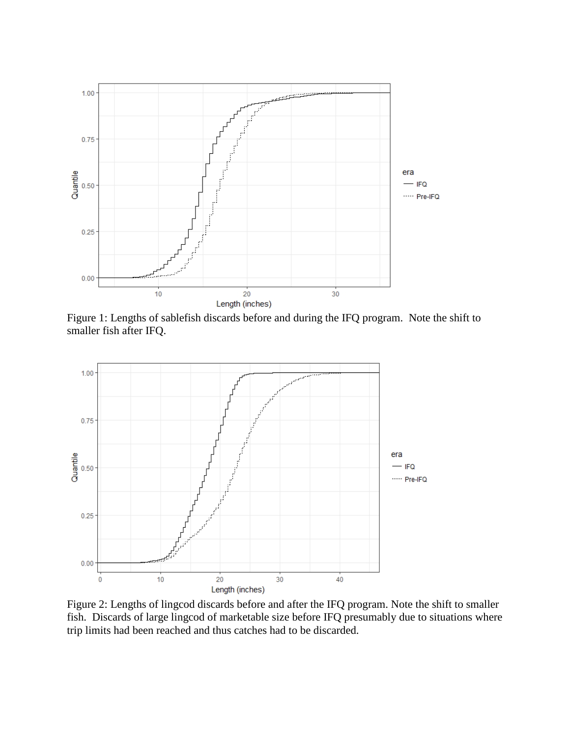Figure 1: Lengths of sablefish discards before and during the IFQ program. Note the shift to smaller fish after IFQ.

Figure 2: Lengths of lingcod discards before and after the IFQ program. Note the shift to smaller fish. Discards of large lingcod of marketable size before IFQ presumably due to situations where trip limits had been reached and thus catches had to be discarded.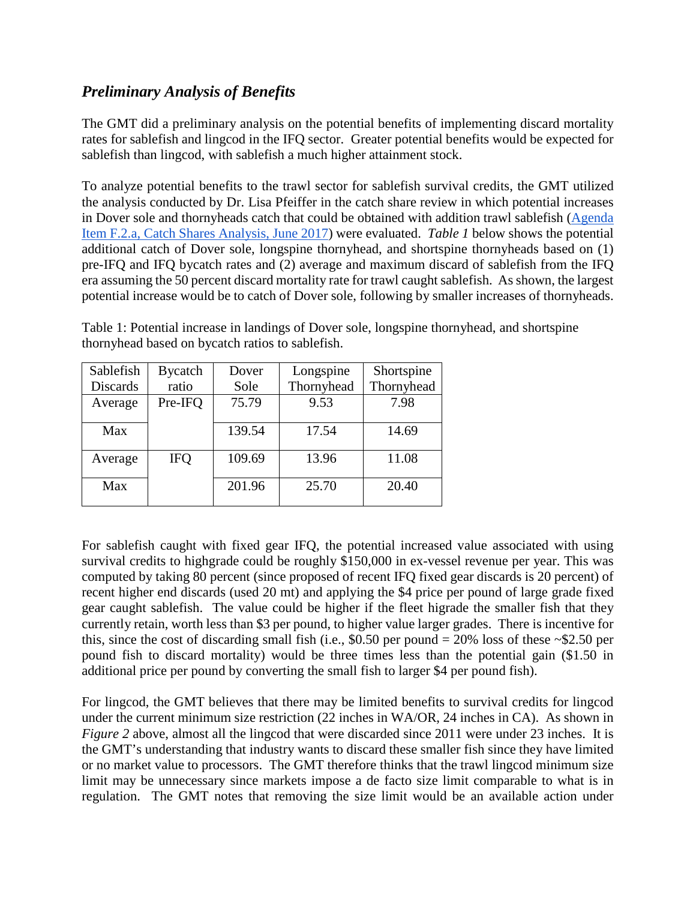## *Preliminary Analysis of Benefits*

The GMT did a preliminary analysis on the potential benefits of implementing discard mortality rates for sablefish and lingcod in the IFQ sector. Greater potential benefits would be expected for sablefish than lingcod, with sablefish a much higher attainment stock.

To analyze potential benefits to the trawl sector for sablefish survival credits, the GMT utilized the analysis conducted by Dr. Lisa Pfeiffer in the catch share review in which potential increases in Dover sole and thornyheads catch that could be obtained with addition trawl sablefish ([Agenda Item F.2.a, Catch Shares Analysis, June 2017]()) were evaluated. *Table 1* below shows the potential additional catch of Dover sole, longspine thornyhead, and shortspine thornyheads based on (1) pre-IFQ and IFQ bycatch rates and (2) average and maximum discard of sablefish from the IFQ era assuming the 50 percent discard mortality rate for trawl caught sablefish. As shown, the largest potential increase would be to catch of Dover sole, following by smaller increases of thornyheads.

Table 1: Potential increase in landings of Dover sole, longspine thornyhead, and shortspine thornyhead based on bycatch ratios to sablefish.

| Sablefish Discards | Bycatch ratio | Dover Sole | Longspine Thornyhead | Shortspine Thornyhead |
|---|---|---|---|---|
| Average | Pre-IFQ | 75.79 | 9.53 | 7.98 |
| Max | | 139.54 | 17.54 | 14.69 |
| Average | IFQ | 109.69 | 13.96 | 11.08 |
| Max | | 201.96 | 25.70 | 20.40 |

For sablefish caught with fixed gear IFQ, the potential increased value associated with using survival credits to highgrade could be roughly $150,000 in ex-vessel revenue per year. This was computed by taking 80 percent (since proposed of recent IFQ fixed gear discards is 20 percent) of recent higher end discards (used 20 mt) and applying the $4 price per pound of large grade fixed gear caught sablefish. The value could be higher if the fleet higrade the smaller fish that they currently retain, worth less than $3 per pound, to higher value larger grades. There is incentive for this, since the cost of discarding small fish (i.e., $0.50 per pound = 20% loss of these ~$2.50 per pound fish to discard mortality) would be three times less than the potential gain ($1.50 in additional price per pound by converting the small fish to larger $4 per pound fish).

For lingcod, the GMT believes that there may be limited benefits to survival credits for lingcod under the current minimum size restriction (22 inches in WA/OR, 24 inches in CA). As shown in *Figure 2* above, almost all the lingcod that were discarded since 2011 were under 23 inches. It is the GMT's understanding that industry wants to discard these smaller fish since they have limited or no market value to processors. The GMT therefore thinks that the trawl lingcod minimum size limit may be unnecessary since markets impose a de facto size limit comparable to what is in regulation. The GMT notes that removing the size limit would be an available action under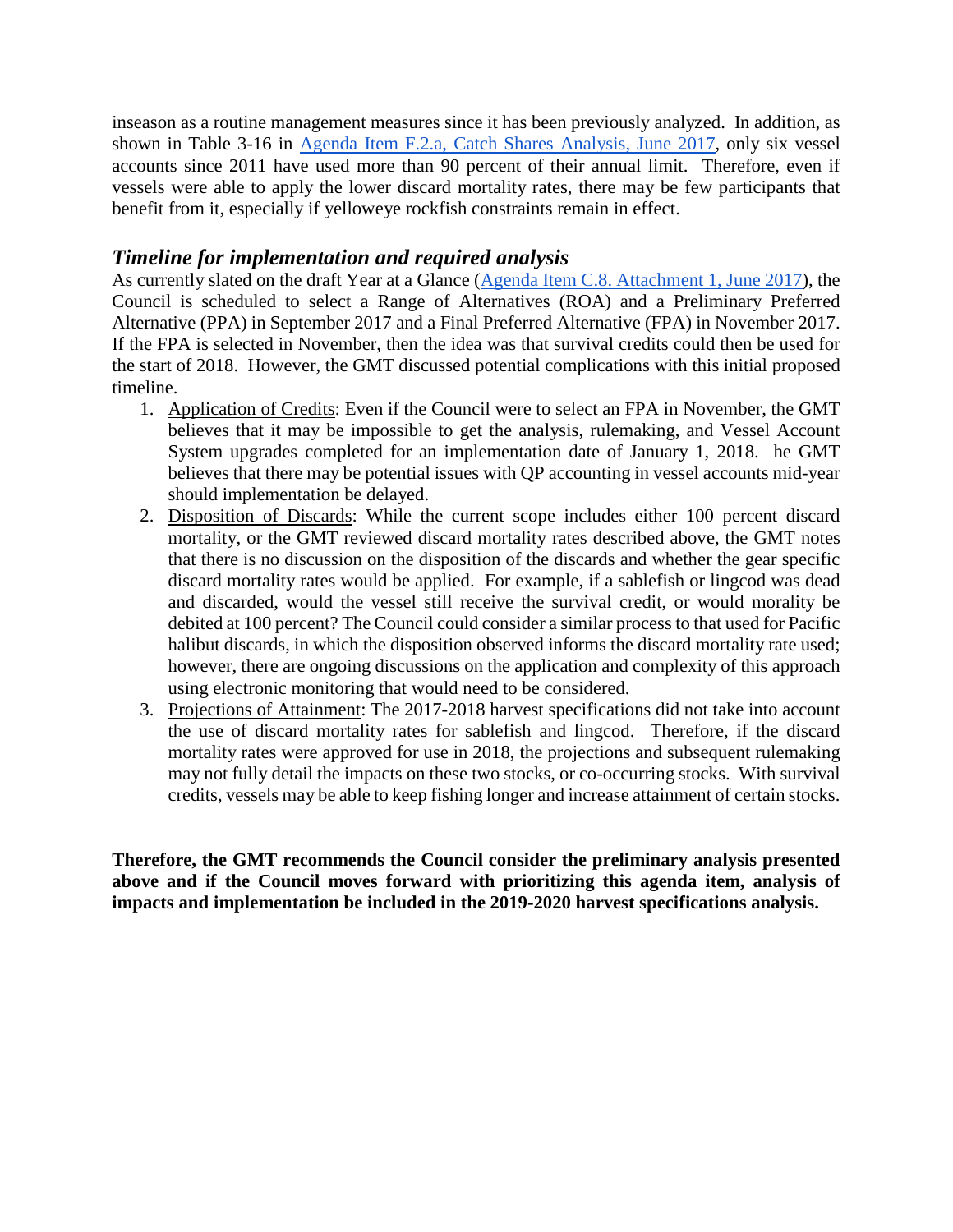inseason as a routine management measures since it has been previously analyzed. In addition, as shown in Table 3-16 in [Agenda Item F.2.a, Catch Shares Analysis, June 2017](), only six vessel accounts since 2011 have used more than 90 percent of their annual limit. Therefore, even if vessels were able to apply the lower discard mortality rates, there may be few participants that benefit from it, especially if yelloweye rockfish constraints remain in effect.

## *Timeline for implementation and required analysis*

As currently slated on the draft Year at a Glance ([Agenda Item C.8. Attachment 1, June 2017]()), the Council is scheduled to select a Range of Alternatives (ROA) and a Preliminary Preferred Alternative (PPA) in September 2017 and a Final Preferred Alternative (FPA) in November 2017. If the FPA is selected in November, then the idea was that survival credits could then be used for the start of 2018. However, the GMT discussed potential complications with this initial proposed timeline.

1. Application of Credits: Even if the Council were to select an FPA in November, the GMT believes that it may be impossible to get the analysis, rulemaking, and Vessel Account System upgrades completed for an implementation date of January 1, 2018. he GMT believes that there may be potential issues with QP accounting in vessel accounts mid-year should implementation be delayed.
2. Disposition of Discards: While the current scope includes either 100 percent discard mortality, or the GMT reviewed discard mortality rates described above, the GMT notes that there is no discussion on the disposition of the discards and whether the gear specific discard mortality rates would be applied. For example, if a sablefish or lingcod was dead and discarded, would the vessel still receive the survival credit, or would morality be debited at 100 percent? The Council could consider a similar process to that used for Pacific halibut discards, in which the disposition observed informs the discard mortality rate used; however, there are ongoing discussions on the application and complexity of this approach using electronic monitoring that would need to be considered.
3. Projections of Attainment: The 2017-2018 harvest specifications did not take into account the use of discard mortality rates for sablefish and lingcod. Therefore, if the discard mortality rates were approved for use in 2018, the projections and subsequent rulemaking may not fully detail the impacts on these two stocks, or co-occurring stocks. With survival credits, vessels may be able to keep fishing longer and increase attainment of certain stocks.

**Therefore, the GMT recommends the Council consider the preliminary analysis presented above and if the Council moves forward with prioritizing this agenda item, analysis of impacts and implementation be included in the 2019-2020 harvest specifications analysis.**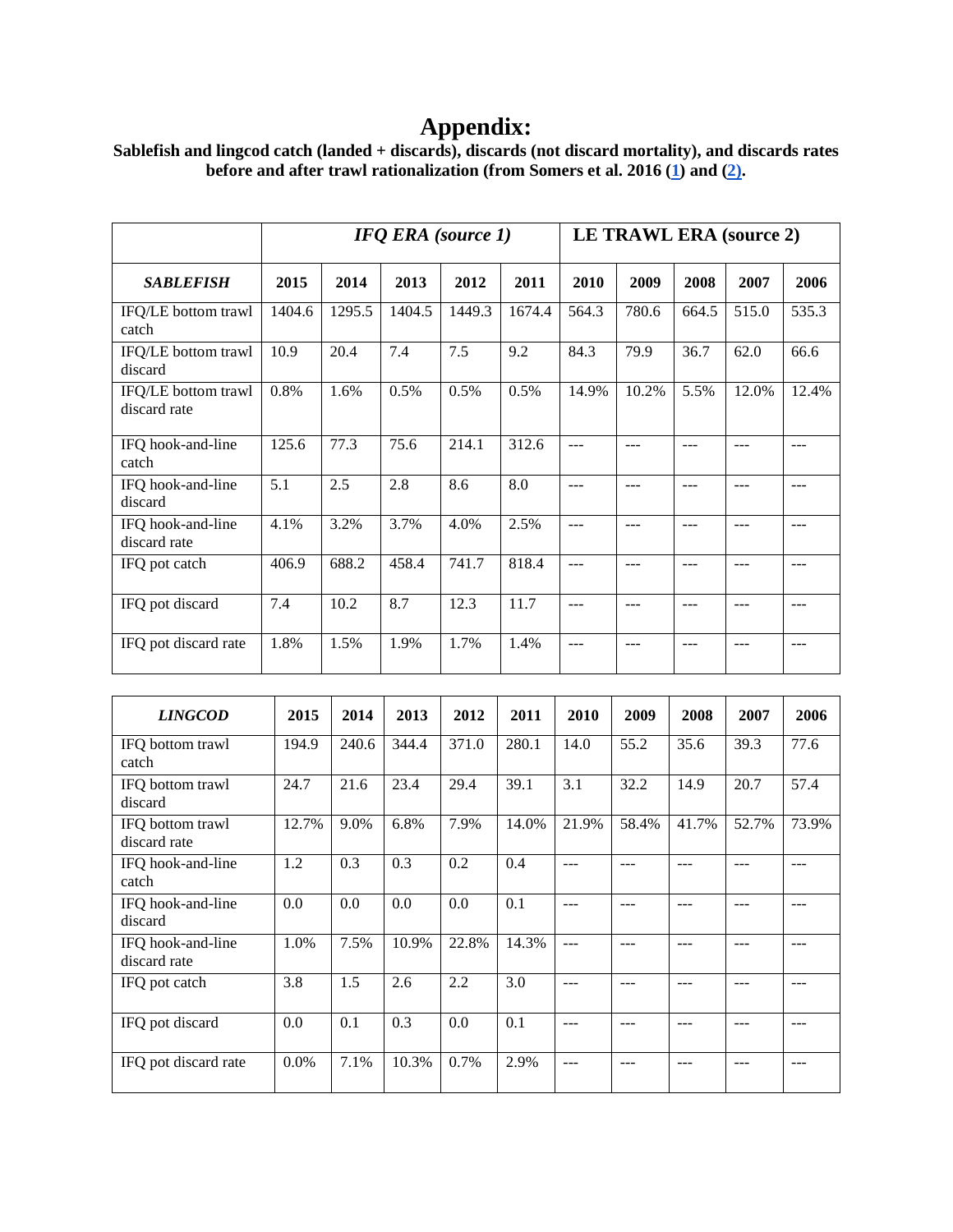# Appendix:

**Sablefish and lingcod catch (landed + discards), discards (not discard mortality), and discards rates before and after trawl rationalization (from Somers et al. 2016 (1) and (2).**

| | *IFQ ERA (source 1)* | | | | | **LE TRAWL ERA (source 2)** | | | | |
|---|---|---|---|---|---|---|---|---|---|---|
| ***SABLEFISH*** | **2015** | **2014** | **2013** | **2012** | **2011** | **2010** | **2009** | **2008** | **2007** | **2006** |
| IFQ/LE bottom trawl catch | 1404.6 | 1295.5 | 1404.5 | 1449.3 | 1674.4 | 564.3 | 780.6 | 664.5 | 515.0 | 535.3 |
| IFQ/LE bottom trawl discard | 10.9 | 20.4 | 7.4 | 7.5 | 9.2 | 84.3 | 79.9 | 36.7 | 62.0 | 66.6 |
| IFQ/LE bottom trawl discard rate | 0.8% | 1.6% | 0.5% | 0.5% | 0.5% | 14.9% | 10.2% | 5.5% | 12.0% | 12.4% |
| IFQ hook-and-line catch | 125.6 | 77.3 | 75.6 | 214.1 | 312.6 | --- | --- | --- | --- | --- |
| IFQ hook-and-line discard | 5.1 | 2.5 | 2.8 | 8.6 | 8.0 | --- | --- | --- | --- | --- |
| IFQ hook-and-line discard rate | 4.1% | 3.2% | 3.7% | 4.0% | 2.5% | --- | --- | --- | --- | --- |
| IFQ pot catch | 406.9 | 688.2 | 458.4 | 741.7 | 818.4 | --- | --- | --- | --- | --- |
| IFQ pot discard | 7.4 | 10.2 | 8.7 | 12.3 | 11.7 | --- | --- | --- | --- | --- |
| IFQ pot discard rate | 1.8% | 1.5% | 1.9% | 1.7% | 1.4% | --- | --- | --- | --- | --- |

| ***LINGCOD*** | **2015** | **2014** | **2013** | **2012** | **2011** | **2010** | **2009** | **2008** | **2007** | **2006** |
|---|---|---|---|---|---|---|---|---|---|---|
| IFQ bottom trawl catch | 194.9 | 240.6 | 344.4 | 371.0 | 280.1 | 14.0 | 55.2 | 35.6 | 39.3 | 77.6 |
| IFQ bottom trawl discard | 24.7 | 21.6 | 23.4 | 29.4 | 39.1 | 3.1 | 32.2 | 14.9 | 20.7 | 57.4 |
| IFQ bottom trawl discard rate | 12.7% | 9.0% | 6.8% | 7.9% | 14.0% | 21.9% | 58.4% | 41.7% | 52.7% | 73.9% |
| IFQ hook-and-line catch | 1.2 | 0.3 | 0.3 | 0.2 | 0.4 | --- | --- | --- | --- | --- |
| IFQ hook-and-line discard | 0.0 | 0.0 | 0.0 | 0.0 | 0.1 | --- | --- | --- | --- | --- |
| IFQ hook-and-line discard rate | 1.0% | 7.5% | 10.9% | 22.8% | 14.3% | --- | --- | --- | --- | --- |
| IFQ pot catch | 3.8 | 1.5 | 2.6 | 2.2 | 3.0 | --- | --- | --- | --- | --- |
| IFQ pot discard | 0.0 | 0.1 | 0.3 | 0.0 | 0.1 | --- | --- | --- | --- | --- |
| IFQ pot discard rate | 0.0% | 7.1% | 10.3% | 0.7% | 2.9% | --- | --- | --- | --- | --- |